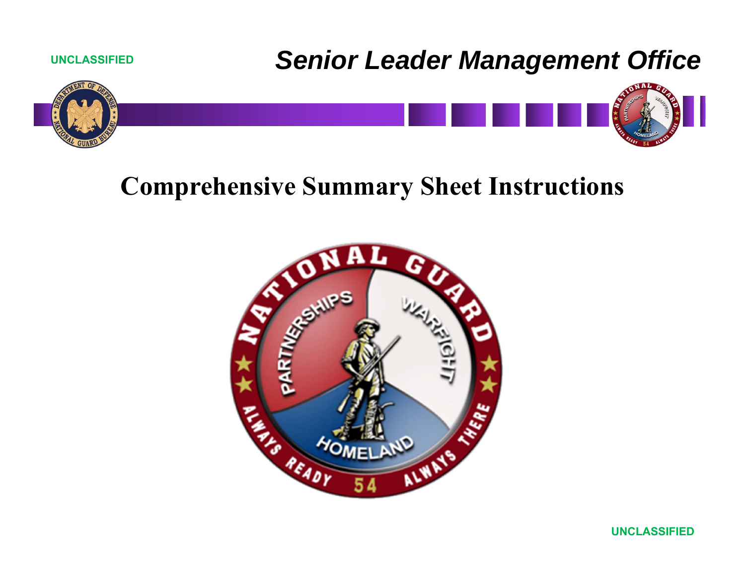UNCLASSIFIED

# Senior Leader Management Office

## Comprehensive Summary Sheet Instructions

UNCLASSIFIED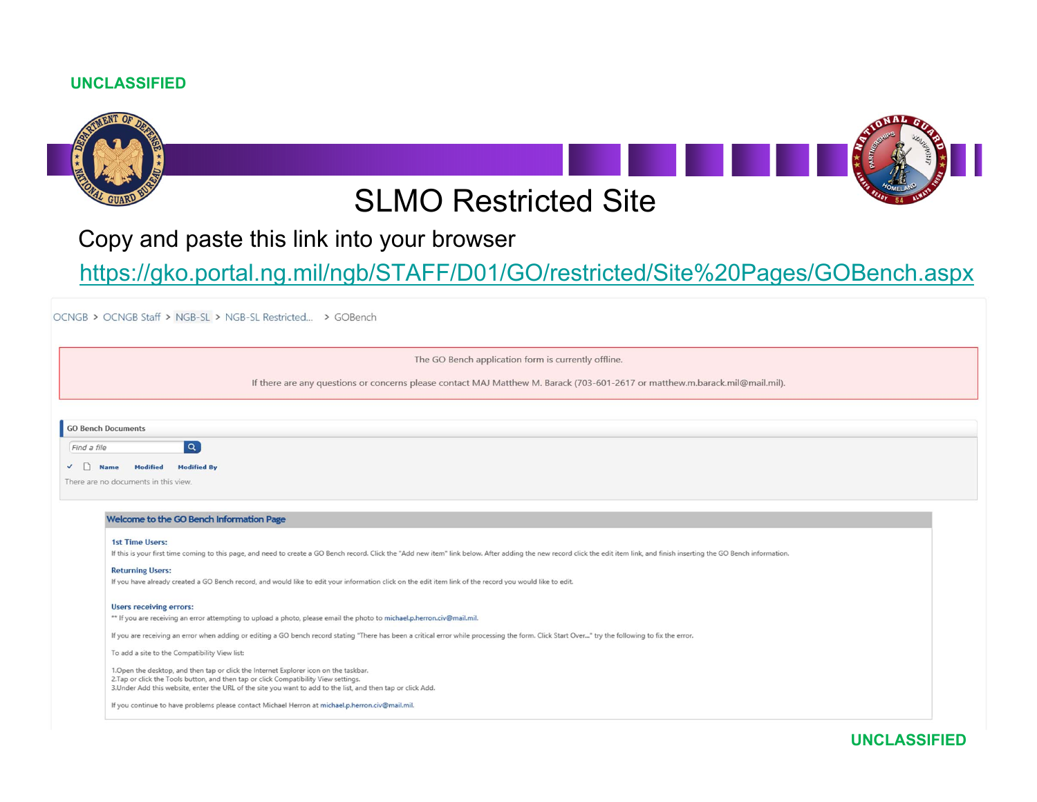UNCLASSIFIED

# SLMO Restricted Site

Copy and paste this link into your browser

https://gko.portal.ng.mil/ngb/STAFF/D01/GO/restricted/Site%20Pages/GOBench.aspx

OCNGB > OCNGB Staff > NGB-SL > NGB-SL Restricted... > GOBench

The GO Bench application form is currently offline.

If there are any questions or concerns please contact MAJ Matthew M. Barack (703-601-2617 or matthew.m.barack.mil@mail.mil).

**GO Bench Documents**

Find a file

| ✓ | | Name | Modified | Modified By |
|---|---|---|---|---|

There are no documents in this view.

## Welcome to the GO Bench Information Page

**1st Time Users:**
If this is your first time coming to this page, and need to create a GO Bench record. Click the "Add new item" link below. After adding the new record click the edit item link, and finish inserting the GO Bench information.

**Returning Users:**
If you have already created a GO Bench record, and would like to edit your information click on the edit item link of the record you would like to edit.

**Users receiving errors:**
** If you are receiving an error attempting to upload a photo, please email the photo to michael.p.herron.civ@mail.mil.

If you are receiving an error when adding or editing a GO bench record stating "There has been a critical error while processing the form. Click Start Over..." try the following to fix the error.

To add a site to the Compatibility View list:

1. Open the desktop, and then tap or click the Internet Explorer icon on the taskbar.
2. Tap or click the Tools button, and then tap or click Compatibility View settings.
3. Under Add this website, enter the URL of the site you want to add to the list, and then tap or click Add.

If you continue to have problems please contact Michael Herron at michael.p.herron.civ@mail.mil.

UNCLASSIFIED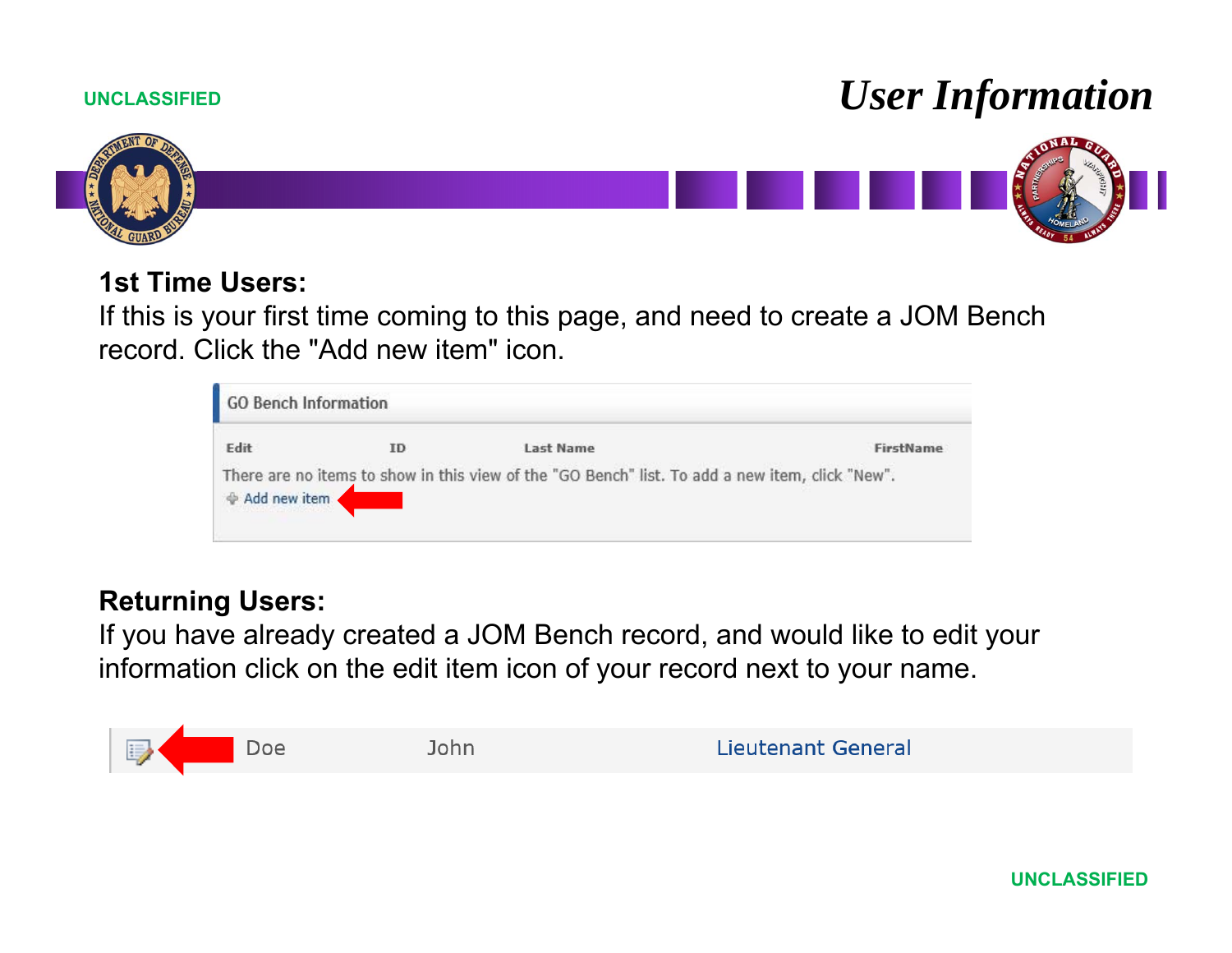# User Information

**1st Time Users:**

If this is your first time coming to this page, and need to create a JOM Bench record. Click the "Add new item" icon.

GO Bench Information

| Edit | ID | Last Name | FirstName |
|---|---|---|---|

There are no items to show in this view of the "GO Bench" list. To add a new item, click "New".

Add new item

**Returning Users:**

If you have already created a JOM Bench record, and would like to edit your information click on the edit item icon of your record next to your name.

| | | | |
|---|---|---|---|
| | Doe | John | Lieutenant General |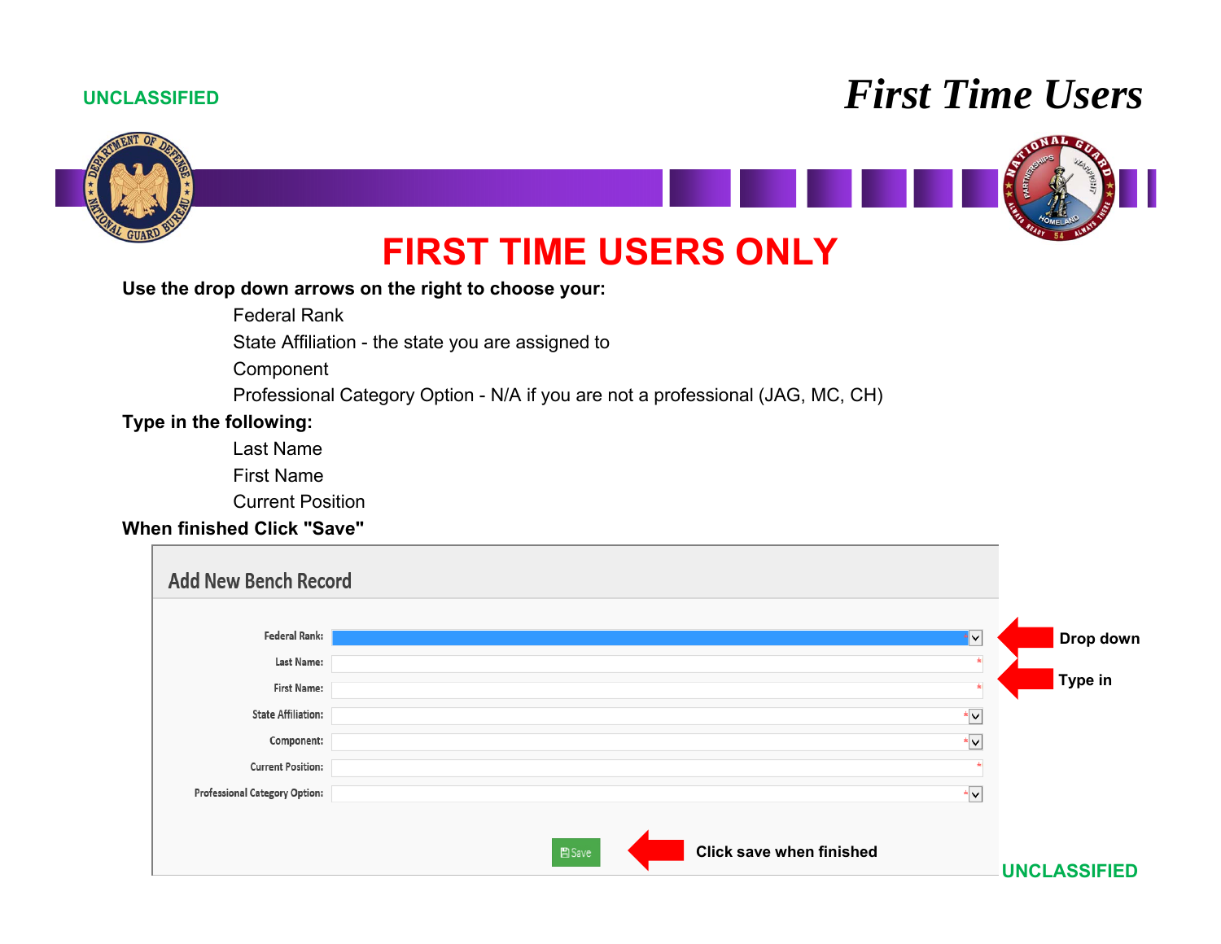UNCLASSIFIED

# *First Time Users*

## FIRST TIME USERS ONLY

**Use the drop down arrows on the right to choose your:**

- Federal Rank
- State Affiliation - the state you are assigned to
- Component
- Professional Category Option - N/A if you are not a professional (JAG, MC, CH)

**Type in the following:**

- Last Name
- First Name
- Current Position

**When finished Click "Save"**

### Add New Bench Record

Federal Rank: * — **Drop down**

Last Name: * — **Type in**

First Name: *

State Affiliation: *

Component: *

Current Position: *

Professional Category Option: *

Save — **Click save when finished**

UNCLASSIFIED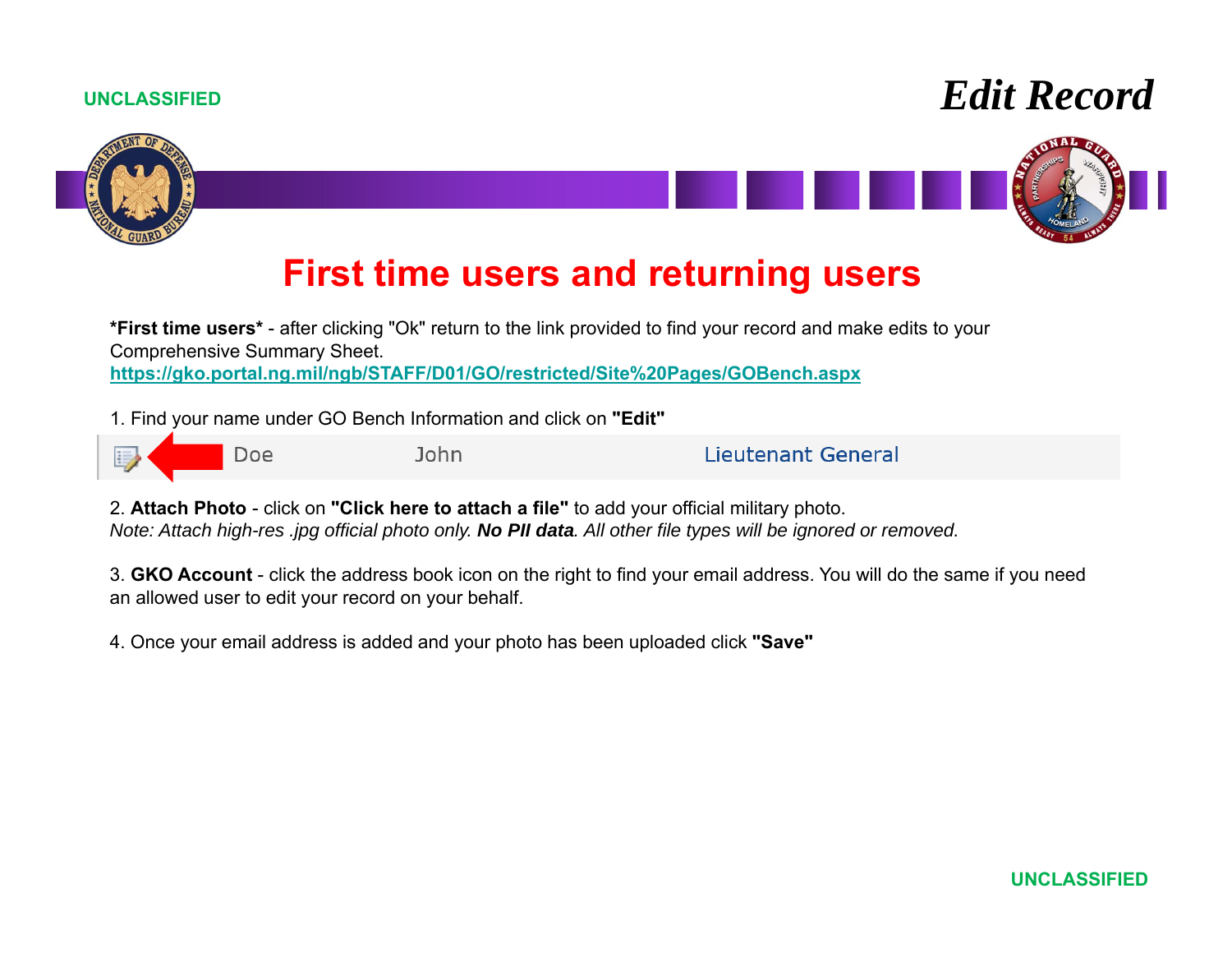UNCLASSIFIED

# Edit Record

## First time users and returning users

**\*First time users\*** - after clicking "Ok" return to the link provided to find your record and make edits to your Comprehensive Summary Sheet.
https://gko.portal.ng.mil/ngb/STAFF/D01/GO/restricted/Site%20Pages/GOBench.aspx

1. Find your name under GO Bench Information and click on **"Edit"**

| | Doe | John | Lieutenant General |
|---|---|---|---|

2. **Attach Photo** - click on **"Click here to attach a file"** to add your official military photo.
*Note: Attach high-res .jpg official photo only. **No PII data**. All other file types will be ignored or removed.*

3. **GKO Account** - click the address book icon on the right to find your email address. You will do the same if you need an allowed user to edit your record on your behalf.

4. Once your email address is added and your photo has been uploaded click **"Save"**

UNCLASSIFIED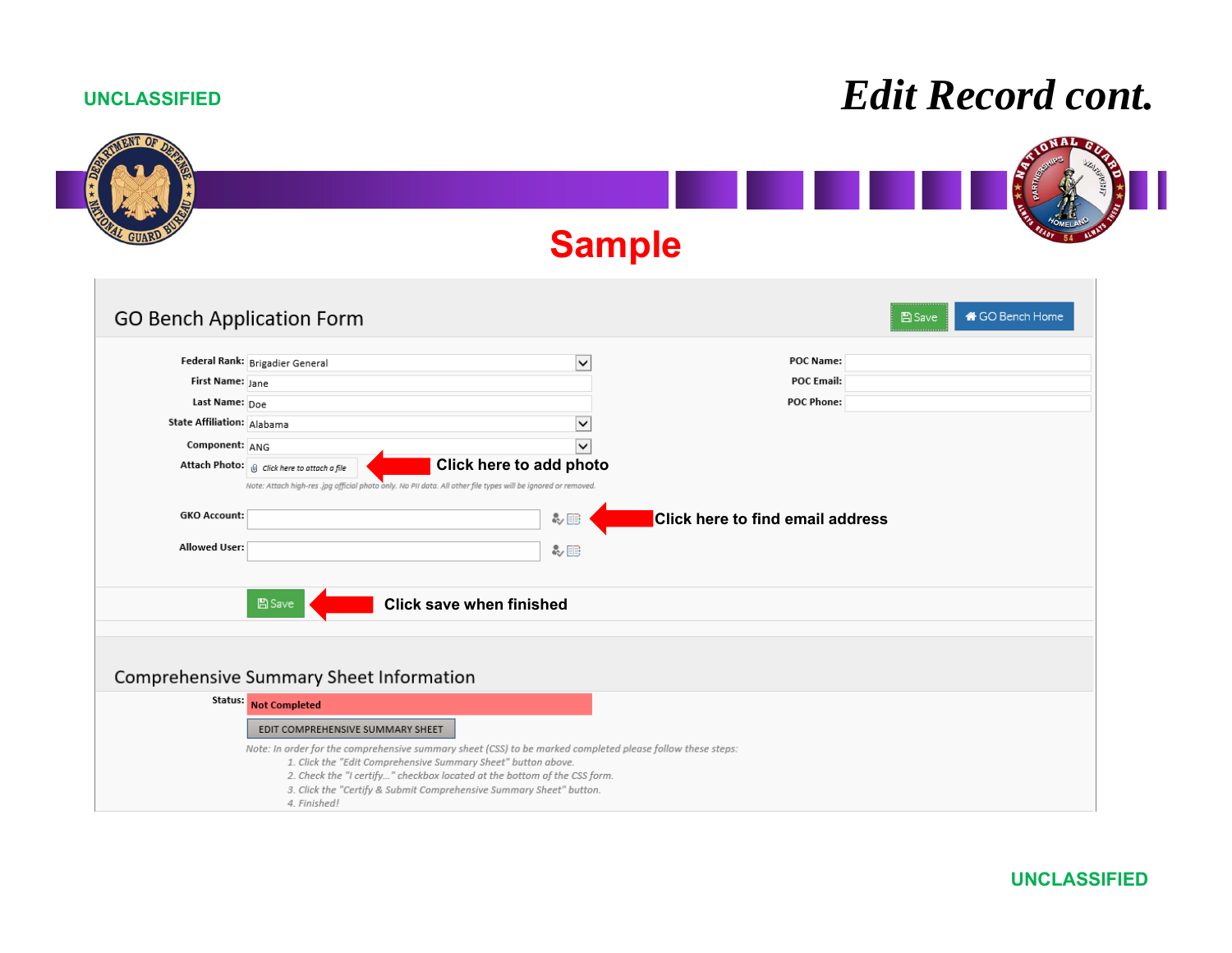UNCLASSIFIED

# Edit Record cont.

## Sample

### GO Bench Application Form

Save | GO Bench Home

**Federal Rank:** Brigadier General

**First Name:** Jane

**Last Name:** Doe

**State Affiliation:** Alabama

**Component:** ANG

**Attach Photo:** Click here to attach a file — **Click here to add photo**

*Note: Attach high-res .jpg official photo only. No PII data. All other file types will be ignored or removed.*

**GKO Account:** — **Click here to find email address**

**Allowed User:**

**POC Name:**

**POC Email:**

**POC Phone:**

Save — **Click save when finished**

### Comprehensive Summary Sheet Information

**Status:** Not Completed

EDIT COMPREHENSIVE SUMMARY SHEET

*Note: In order for the comprehensive summary sheet (CSS) to be marked completed please follow these steps:*

1. *Click the "Edit Comprehensive Summary Sheet" button above.*
2. *Check the "I certify..." checkbox located at the bottom of the CSS form.*
3. *Click the "Certify & Submit Comprehensive Summary Sheet" button.*
4. *Finished!*

UNCLASSIFIED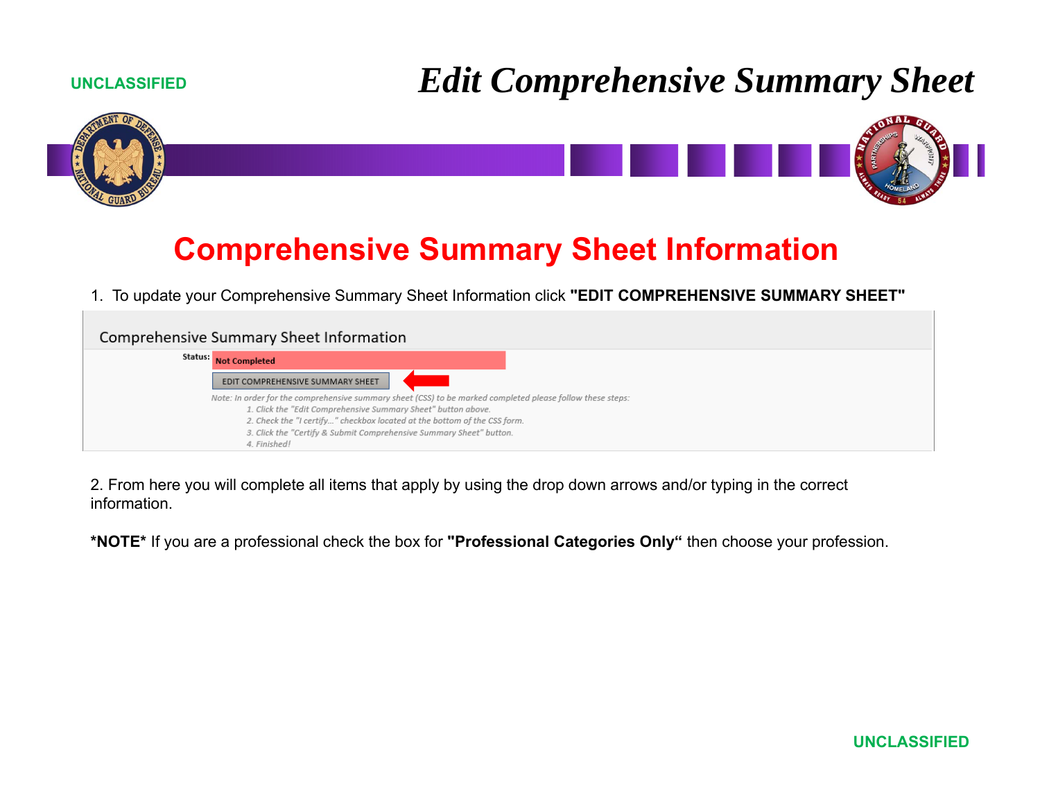UNCLASSIFIED

# Edit Comprehensive Summary Sheet

## Comprehensive Summary Sheet Information

1. To update your Comprehensive Summary Sheet Information click **"EDIT COMPREHENSIVE SUMMARY SHEET"**

Comprehensive Summary Sheet Information

Status: Not Completed

EDIT COMPREHENSIVE SUMMARY SHEET

*Note: In order for the comprehensive summary sheet (CSS) to be marked completed please follow these steps:*

*1. Click the "Edit Comprehensive Summary Sheet" button above.*

*2. Check the "I certify..." checkbox located at the bottom of the CSS form.*

*3. Click the "Certify & Submit Comprehensive Summary Sheet" button.*

*4. Finished!*

2. From here you will complete all items that apply by using the drop down arrows and/or typing in the correct information.

**\*NOTE\*** If you are a professional check the box for **"Professional Categories Only"** then choose your profession.

UNCLASSIFIED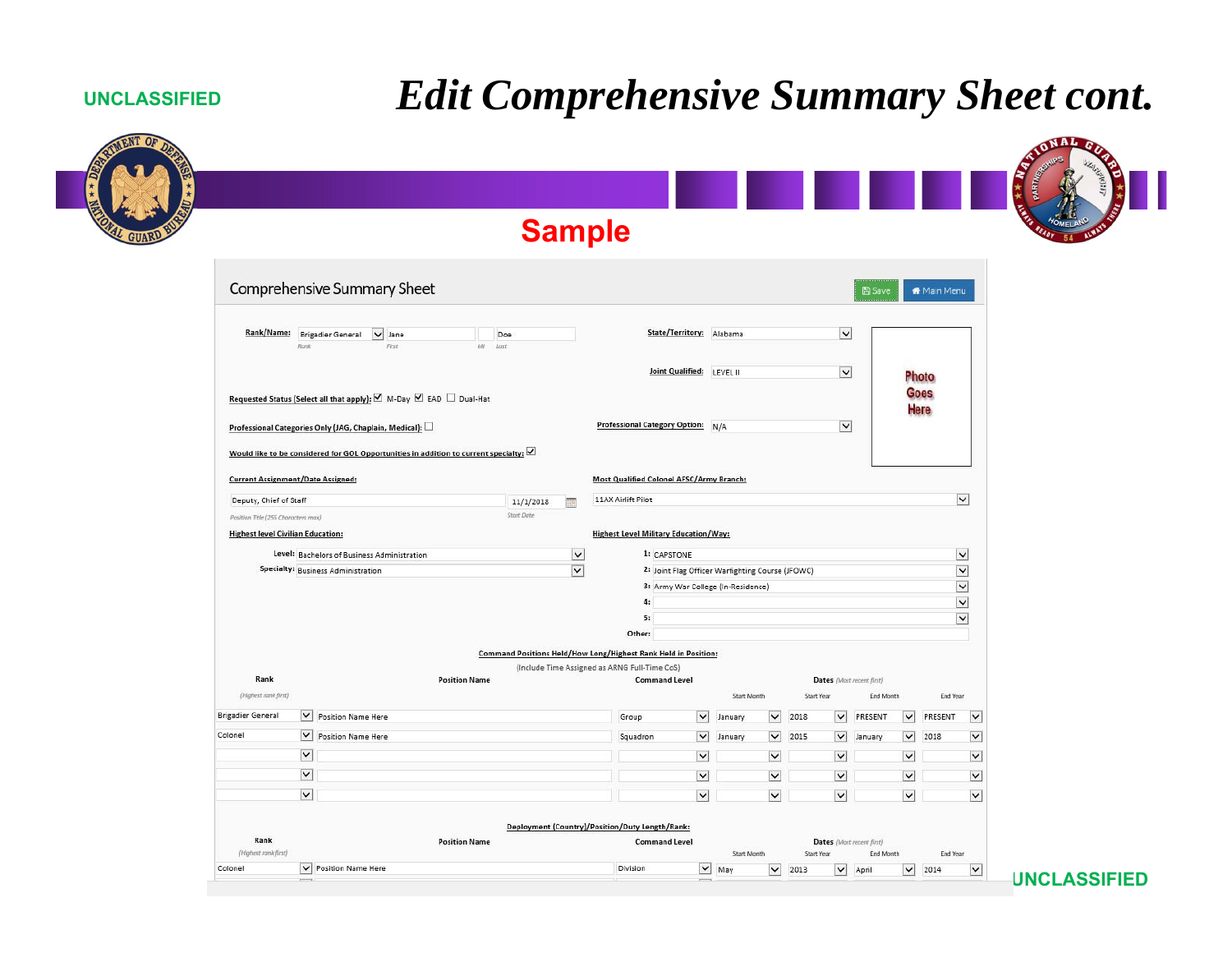UNCLASSIFIED

# Edit Comprehensive Summary Sheet cont.

## Sample

### Comprehensive Summary Sheet

Save | Main Menu

**Rank/Name:** Brigadier General | Jane | | Doe
Rank | First | MI | Last

**State/Territory:** Alabama

**Joint Qualified:** LEVEL II

Photo Goes Here

**Requested Status (Select all that apply):** ☑ M-Day ☑ EAD ☐ Dual-Hat

**Professional Categories Only (JAG, Chaplain, Medical):** ☐

**Professional Category Option:** N/A

**Would like to be considered for GOL Opportunities in addition to current specialty:** ☑

**Current Assignment/Date Assigned:**
Deputy, Chief of Staff | 11/1/2018
Position Title (255 Characters max) | Start Date

**Most Qualified Colonel AFSC/Army Branch:**
11AX Airlift Pilot

**Highest level Civilian Education:**
Level: Bachelors of Business Administration
Specialty: Business Administration

**Highest Level Military Education/Way:**
1: CAPSTONE
2: Joint Flag Officer Warfighting Course (JFOWC)
3: Army War College (In-Residence)
4:
5:
Other:

**Command Positions Held/How Long/Highest Rank Held in Position:**
(Include Time Assigned as ARNG Full-Time CoS)

| Rank (Highest rank first) | Position Name | Command Level | Start Month | Start Year | End Month | End Year |
|---|---|---|---|---|---|---|
| Brigadier General | Position Name Here | Group | January | 2018 | PRESENT | PRESENT |
| Colonel | Position Name Here | Squadron | January | 2015 | January | 2018 |
| | | | | | | |
| | | | | | | |
| | | | | | | |

Dates (Most recent first)

**Deployment (Country)/Position/Duty Length/Rank:**

| Rank (Highest rank first) | Position Name | Command Level | Start Month | Start Year | End Month | End Year |
|---|---|---|---|---|---|---|
| Colonel | Position Name Here | Division | May | 2013 | April | 2014 |

Dates (Most recent first)

UNCLASSIFIED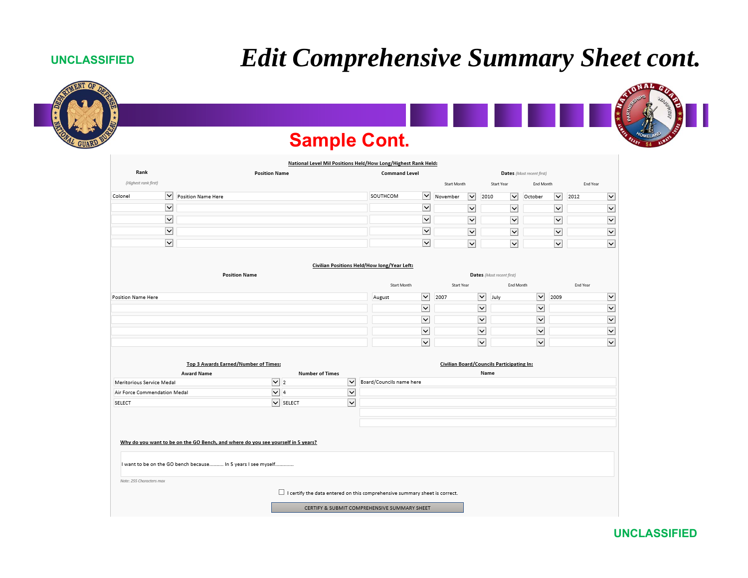UNCLASSIFIED

# Edit Comprehensive Summary Sheet cont.

## Sample Cont.

**National Level Mil Positions Held/How Long/Highest Rank Held:**

| Rank *(Highest rank first)* | Position Name | Command Level | Dates *(Most recent first)* Start Month | Start Year | End Month | End Year |
|---|---|---|---|---|---|---|
| Colonel | Position Name Here | SOUTHCOM | November | 2010 | October | 2012 |
| | | | | | | |
| | | | | | | |
| | | | | | | |
| | | | | | | |

**Civilian Positions Held/How long/Year Left:**

| Position Name | Dates *(Most recent first)* Start Month | Start Year | End Month | End Year |
|---|---|---|---|---|
| Position Name Here | August | 2007 | July | 2009 |
| | | | | |
| | | | | |
| | | | | |
| | | | | |

**Top 3 Awards Earned/Number of Times:**

| Award Name | Number of Times |
|---|---|
| Meritorious Service Medal | 2 |
| Air Force Commendation Medal | 4 |
| SELECT | SELECT |

**Civilian Board/Councils Participating In:**

| Name |
|---|
| Board/Councils name here |
| |
| |
| |
| |

**Why do you want to be on the GO Bench, and where do you see yourself in 5 years?**

I want to be on the GO bench because.......... In 5 years I see myself.............

*Note: 255 Characters max*

☐ I certify the data entered on this comprehensive summary sheet is correct.

CERTIFY & SUBMIT COMPREHENSIVE SUMMARY SHEET

UNCLASSIFIED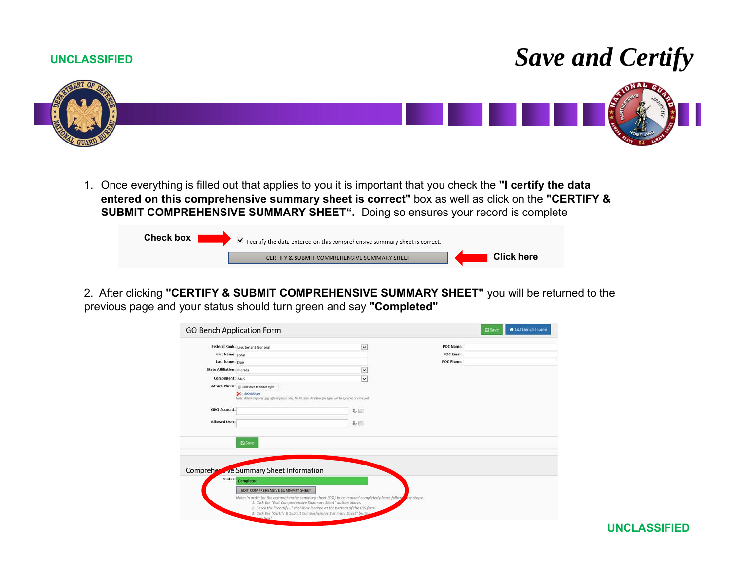UNCLASSIFIED

# Save and Certify

1. Once everything is filled out that applies to you it is important that you check the **"I certify the data entered on this comprehensive summary sheet is correct"** box as well as click on the **"CERTIFY & SUBMIT COMPREHENSIVE SUMMARY SHEET".** Doing so ensures your record is complete

Check box → ☑ I certify the data entered on this comprehensive summary sheet is correct.

CERTIFY & SUBMIT COMPREHENSIVE SUMMARY SHEET ← Click here

2. After clicking **"CERTIFY & SUBMIT COMPREHENSIVE SUMMARY SHEET"** you will be returned to the previous page and your status should turn green and say **"Completed"**

GO Bench Application Form

Federal Rank: Lieutenant General
First Name: John
Last Name: Doe
State Affiliation: Florida
Component: ANG
Attach Photo: Click here to attach a file

POC Name:
POC Email:
POC Phone:

GKO Account:
Allowed User:

Comprehensive Summary Sheet Information

Status: Completed

EDIT COMPREHENSIVE SUMMARY SHEET

UNCLASSIFIED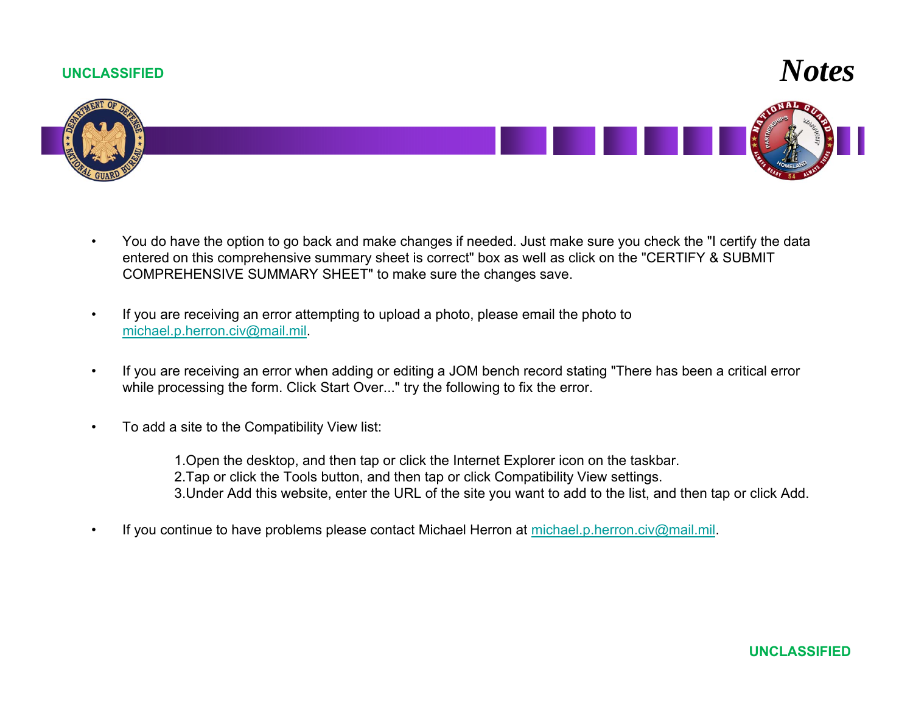UNCLASSIFIED

# *Notes*

- You do have the option to go back and make changes if needed. Just make sure you check the "I certify the data entered on this comprehensive summary sheet is correct" box as well as click on the "CERTIFY & SUBMIT COMPREHENSIVE SUMMARY SHEET" to make sure the changes save.

- If you are receiving an error attempting to upload a photo, please email the photo to michael.p.herron.civ@mail.mil.

- If you are receiving an error when adding or editing a JOM bench record stating "There has been a critical error while processing the form. Click Start Over..." try the following to fix the error.

- To add a site to the Compatibility View list:

  1. Open the desktop, and then tap or click the Internet Explorer icon on the taskbar.
  2. Tap or click the Tools button, and then tap or click Compatibility View settings.
  3. Under Add this website, enter the URL of the site you want to add to the list, and then tap or click Add.

- If you continue to have problems please contact Michael Herron at michael.p.herron.civ@mail.mil.

UNCLASSIFIED